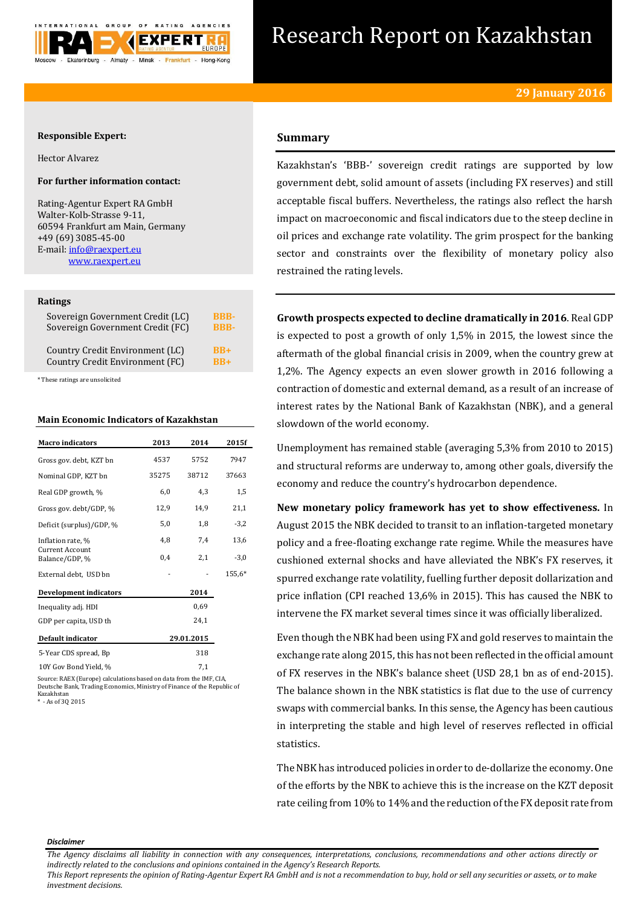# Research Report on Kazakhstan

**29 January 2016**

**Responsible Expert:**

Hector Alvarez

**For further information contact:**

Rating-Agentur Expert RA GmbH
Walter-Kolb-Strasse 9-11,
60594 Frankfurt am Main, Germany
+49 (69) 3085-45-00
E-mail: info@raexpert.eu
www.raexpert.eu

**Ratings**

| | |
|---|---|
| Sovereign Government Credit (LC) | BBB- |
| Sovereign Government Credit (FC) | BBB- |
| Country Credit Environment (LC) | BB+ |
| Country Credit Environment (FC) | BB+ |

*These ratings are unsolicited

**Main Economic Indicators of Kazakhstan**

| Macro indicators | 2013 | 2014 | 2015f |
|---|---|---|---|
| Gross gov. debt, KZT bn | 4537 | 5752 | 7947 |
| Nominal GDP, KZT bn | 35275 | 38712 | 37663 |
| Real GDP growth, % | 6,0 | 4,3 | 1,5 |
| Gross gov. debt/GDP, % | 12,9 | 14,9 | 21,1 |
| Deficit (surplus)/GDP, % | 5,0 | 1,8 | -3,2 |
| Inflation rate, % | 4,8 | 7,4 | 13,6 |
| Current Account Balance/GDP, % | 0,4 | 2,1 | -3,0 |
| External debt, USD bn | - | - | 155,6* |

| Development indicators | 2014 |
|---|---|
| Inequality adj. HDI | 0,69 |
| GDP per capita, USD th | 24,1 |

| Default indicator | 29.01.2015 |
|---|---|
| 5-Year CDS spread, Bp | 318 |
| 10Y Gov Bond Yield, % | 7,1 |

Source: RAEX (Europe) calculations based on data from the IMF, CIA, Deutsche Bank, Trading Economics, Ministry of Finance of the Republic of Kazakhstan
* - As of 3Q 2015

## Summary

Kazakhstan's 'BBB-' sovereign credit ratings are supported by low government debt, solid amount of assets (including FX reserves) and still acceptable fiscal buffers. Nevertheless, the ratings also reflect the harsh impact on macroeconomic and fiscal indicators due to the steep decline in oil prices and exchange rate volatility. The grim prospect for the banking sector and constraints over the flexibility of monetary policy also restrained the rating levels.

**Growth prospects expected to decline dramatically in 2016**. Real GDP is expected to post a growth of only 1,5% in 2015, the lowest since the aftermath of the global financial crisis in 2009, when the country grew at 1,2%. The Agency expects an even slower growth in 2016 following a contraction of domestic and external demand, as a result of an increase of interest rates by the National Bank of Kazakhstan (NBK), and a general slowdown of the world economy.

Unemployment has remained stable (averaging 5,3% from 2010 to 2015) and structural reforms are underway to, among other goals, diversify the economy and reduce the country's hydrocarbon dependence.

**New monetary policy framework has yet to show effectiveness.** In August 2015 the NBK decided to transit to an inflation-targeted monetary policy and a free-floating exchange rate regime. While the measures have cushioned external shocks and have alleviated the NBK's FX reserves, it spurred exchange rate volatility, fuelling further deposit dollarization and price inflation (CPI reached 13,6% in 2015). This has caused the NBK to intervene the FX market several times since it was officially liberalized.

Even though the NBK had been using FX and gold reserves to maintain the exchange rate along 2015, this has not been reflected in the official amount of FX reserves in the NBK's balance sheet (USD 28,1 bn as of end-2015). The balance shown in the NBK statistics is flat due to the use of currency swaps with commercial banks. In this sense, the Agency has been cautious in interpreting the stable and high level of reserves reflected in official statistics.

The NBK has introduced policies in order to de-dollarize the economy. One of the efforts by the NBK to achieve this is the increase on the KZT deposit rate ceiling from 10% to 14% and the reduction of the FX deposit rate from

***Disclaimer***

*The Agency disclaims all liability in connection with any consequences, interpretations, conclusions, recommendations and other actions directly or indirectly related to the conclusions and opinions contained in the Agency's Research Reports.*
*This Report represents the opinion of Rating-Agentur Expert RA GmbH and is not a recommendation to buy, hold or sell any securities or assets, or to make investment decisions.*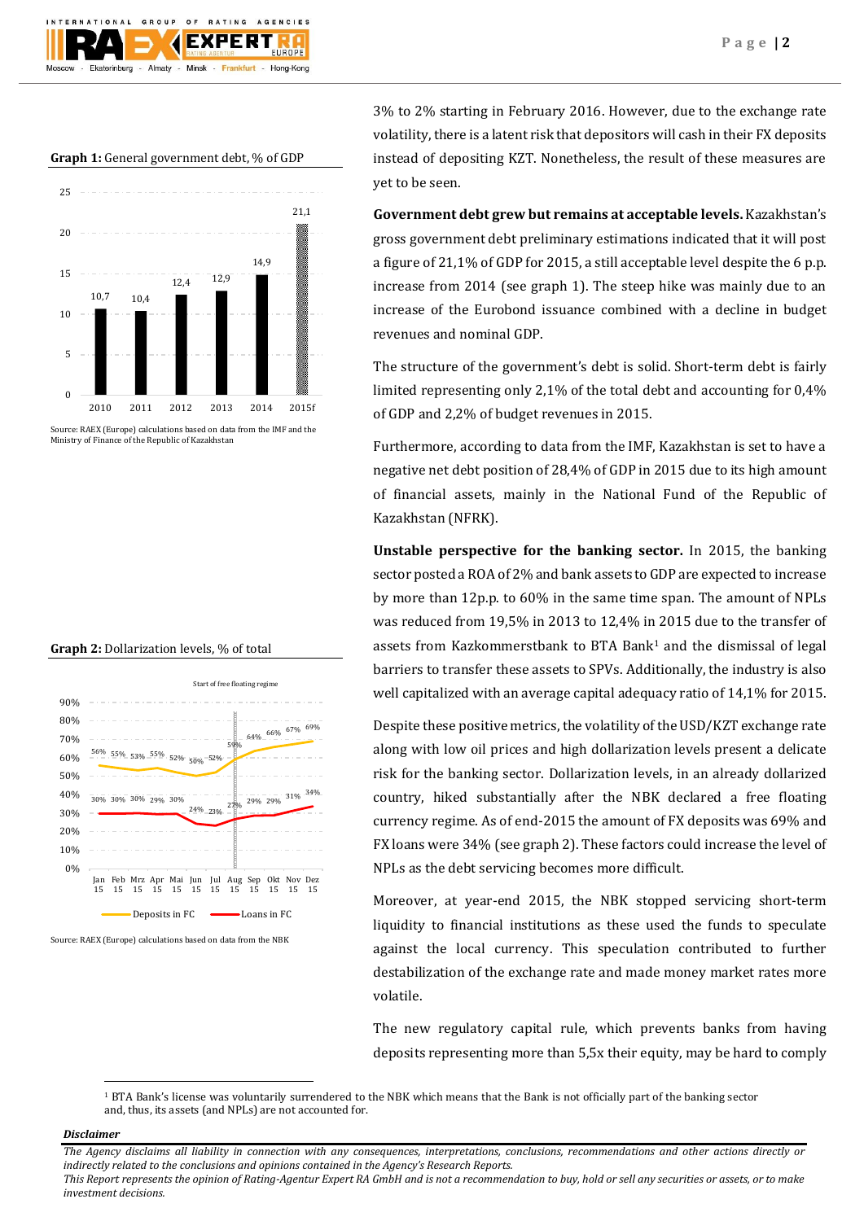**Graph 1:** General government debt, % of GDP

| | 2010 | 2011 | 2012 | 2013 | 2014 | 2015f |
|---|---|---|---|---|---|---|
| % of GDP | 10,7 | 10,4 | 12,4 | 12,9 | 14,9 | 21,1 |

Source: RAEX (Europe) calculations based on data from the IMF and the Ministry of Finance of the Republic of Kazakhstan

**Graph 2:** Dollarization levels, % of total

| | Jan 15 | Feb 15 | Mrz 15 | Apr 15 | Mai 15 | Jun 15 | Jul 15 | Aug 15 | Sep 15 | Okt 15 | Nov 15 | Dez 15 |
|---|---|---|---|---|---|---|---|---|---|---|---|---|
| Deposits in FC | 56% | 55% | 53% | 55% | 52% | 50% | 52% | 59% | 64% | 66% | 67% | 69% |
| Loans in FC | 30% | 30% | 30% | 29% | 30% | 24% | 23% | 27% | 29% | 29% | 31% | 34% |

Start of free floating regime (August 2015)

Source: RAEX (Europe) calculations based on data from the NBK

3% to 2% starting in February 2016. However, due to the exchange rate volatility, there is a latent risk that depositors will cash in their FX deposits instead of depositing KZT. Nonetheless, the result of these measures are yet to be seen.

**Government debt grew but remains at acceptable levels.** Kazakhstan's gross government debt preliminary estimations indicated that it will post a figure of 21,1% of GDP for 2015, a still acceptable level despite the 6 p.p. increase from 2014 (see graph 1). The steep hike was mainly due to an increase of the Eurobond issuance combined with a decline in budget revenues and nominal GDP.

The structure of the government's debt is solid. Short-term debt is fairly limited representing only 2,1% of the total debt and accounting for 0,4% of GDP and 2,2% of budget revenues in 2015.

Furthermore, according to data from the IMF, Kazakhstan is set to have a negative net debt position of 28,4% of GDP in 2015 due to its high amount of financial assets, mainly in the National Fund of the Republic of Kazakhstan (NFRK).

**Unstable perspective for the banking sector.** In 2015, the banking sector posted a ROA of 2% and bank assets to GDP are expected to increase by more than 12p.p. to 60% in the same time span. The amount of NPLs was reduced from 19,5% in 2013 to 12,4% in 2015 due to the transfer of assets from Kazkommerstbank to BTA Bank[1] and the dismissal of legal barriers to transfer these assets to SPVs. Additionally, the industry is also well capitalized with an average capital adequacy ratio of 14,1% for 2015.

Despite these positive metrics, the volatility of the USD/KZT exchange rate along with low oil prices and high dollarization levels present a delicate risk for the banking sector. Dollarization levels, in an already dollarized country, hiked substantially after the NBK declared a free floating currency regime. As of end-2015 the amount of FX deposits was 69% and FX loans were 34% (see graph 2). These factors could increase the level of NPLs as the debt servicing becomes more difficult.

Moreover, at year-end 2015, the NBK stopped servicing short-term liquidity to financial institutions as these used the funds to speculate against the local currency. This speculation contributed to further destabilization of the exchange rate and made money market rates more volatile.

The new regulatory capital rule, which prevents banks from having deposits representing more than 5,5x their equity, may be hard to comply

[1] BTA Bank's license was voluntarily surrendered to the NBK which means that the Bank is not officially part of the banking sector and, thus, its assets (and NPLs) are not accounted for.

***Disclaimer***

*The Agency disclaims all liability in connection with any consequences, interpretations, conclusions, recommendations and other actions directly or indirectly related to the conclusions and opinions contained in the Agency's Research Reports.*
*This Report represents the opinion of Rating-Agentur Expert RA GmbH and is not a recommendation to buy, hold or sell any securities or assets, or to make investment decisions.*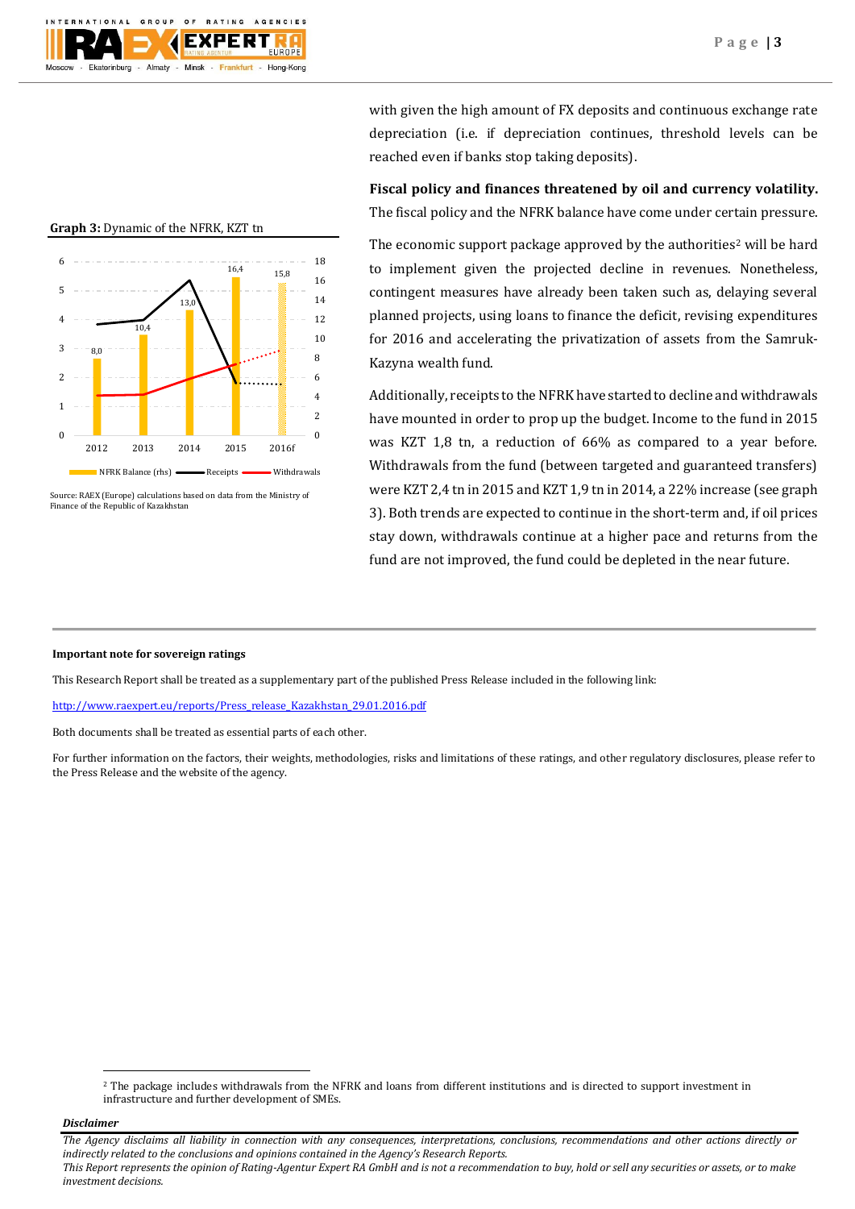**Graph 3:** Dynamic of the NFRK, KZT tn

6
5
4
3
2
1
0

18
16
14
12
10
8
6
4
2
0

8,0
10,4
13,0
16,4
15,8

2012
2013
2014
2015
2016f

NFRK Balance (rhs)
Receipts
Withdrawals

Source: RAEX (Europe) calculations based on data from the Ministry of Finance of the Republic of Kazakhstan

with given the high amount of FX deposits and continuous exchange rate depreciation (i.e. if depreciation continues, threshold levels can be reached even if banks stop taking deposits).

**Fiscal policy and finances threatened by oil and currency volatility.** The fiscal policy and the NFRK balance have come under certain pressure.

The economic support package approved by the authorities[2] will be hard to implement given the projected decline in revenues. Nonetheless, contingent measures have already been taken such as, delaying several planned projects, using loans to finance the deficit, revising expenditures for 2016 and accelerating the privatization of assets from the Samruk-Kazyna wealth fund.

Additionally, receipts to the NFRK have started to decline and withdrawals have mounted in order to prop up the budget. Income to the fund in 2015 was KZT 1,8 tn, a reduction of 66% as compared to a year before. Withdrawals from the fund (between targeted and guaranteed transfers) were KZT 2,4 tn in 2015 and KZT 1,9 tn in 2014, a 22% increase (see graph 3). Both trends are expected to continue in the short-term and, if oil prices stay down, withdrawals continue at a higher pace and returns from the fund are not improved, the fund could be depleted in the near future.

**Important note for sovereign ratings**

This Research Report shall be treated as a supplementary part of the published Press Release included in the following link:

http://www.raexpert.eu/reports/Press_release_Kazakhstan_29.01.2016.pdf

Both documents shall be treated as essential parts of each other.

For further information on the factors, their weights, methodologies, risks and limitations of these ratings, and other regulatory disclosures, please refer to the Press Release and the website of the agency.

[2] The package includes withdrawals from the NFRK and loans from different institutions and is directed to support investment in infrastructure and further development of SMEs.

***Disclaimer***

*The Agency disclaims all liability in connection with any consequences, interpretations, conclusions, recommendations and other actions directly or indirectly related to the conclusions and opinions contained in the Agency's Research Reports.*

*This Report represents the opinion of Rating-Agentur Expert RA GmbH and is not a recommendation to buy, hold or sell any securities or assets, or to make investment decisions.*